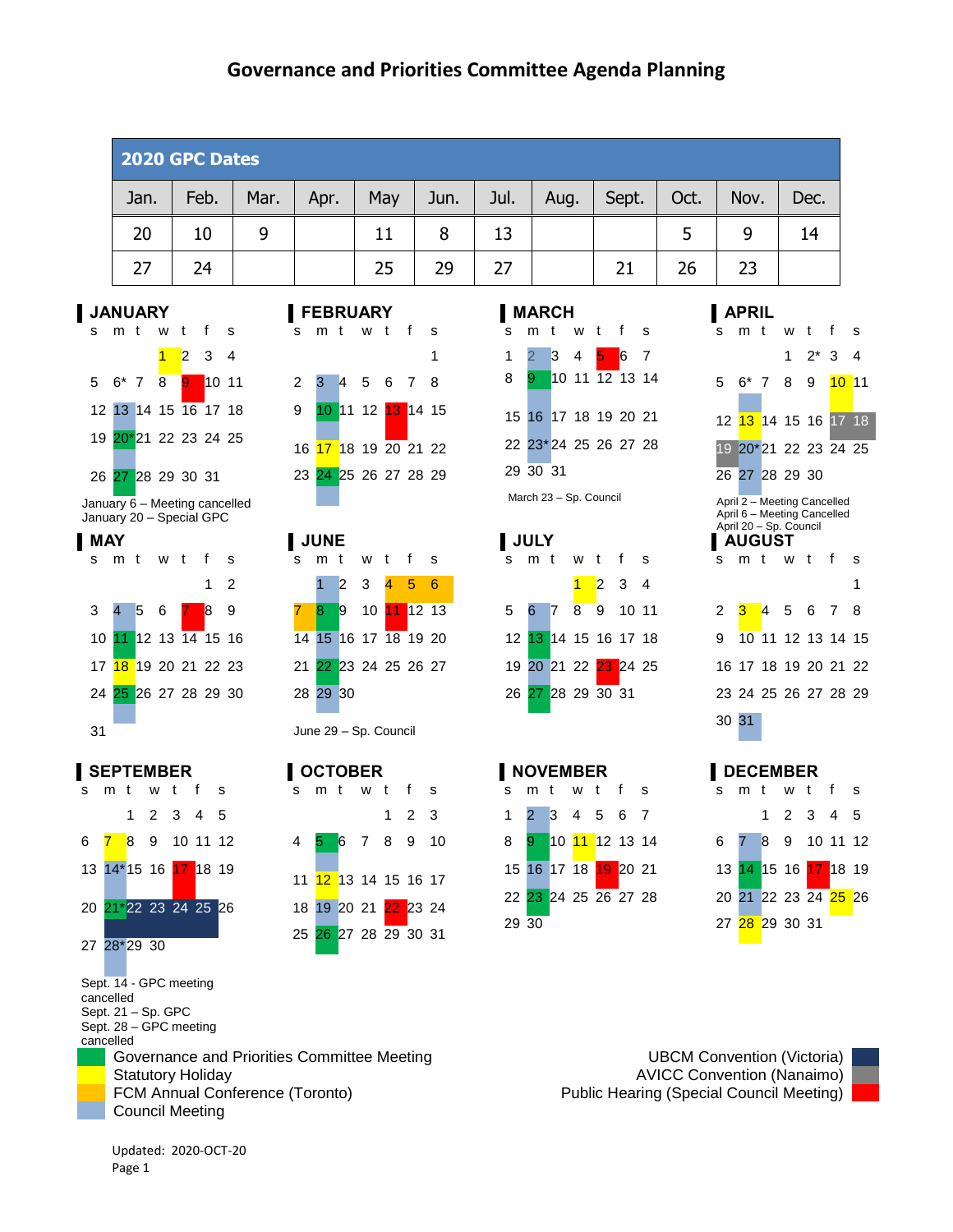# Governance and Priorities Committee Agenda Planning

| 2020 GPC Dates | | | | | | | | | | | |
|---|---|---|---|---|---|---|---|---|---|---|---|
| Jan. | Feb. | Mar. | Apr. | May | Jun. | Jul. | Aug. | Sept. | Oct. | Nov. | Dec. |
| 20 | 10 | 9 | | 11 | 8 | 13 | | | 5 | 9 | 14 |
| 27 | 24 | | | 25 | 29 | 27 | | 21 | 26 | 23 | |

## JANUARY

| s | m | t | w | t | f | s |
|---|---|---|---|---|---|---|
| | | | 1 | 2 | 3 | 4 |
| 5 | 6* | 7 | 8 | 9 | 10 | 11 |
| 12 | 13 | 14 | 15 | 16 | 17 | 18 |
| 19 | 20* | 21 | 22 | 23 | 24 | 25 |
| 26 | 27 | 28 | 29 | 30 | 31 | |

January 6 – Meeting cancelled
January 20 – Special GPC

## FEBRUARY

| s | m | t | w | t | f | s |
|---|---|---|---|---|---|---|
| | | | | | | 1 |
| 2 | 3 | 4 | 5 | 6 | 7 | 8 |
| 9 | 10 | 11 | 12 | 13 | 14 | 15 |
| 16 | 17 | 18 | 19 | 20 | 21 | 22 |
| 23 | 24 | 25 | 26 | 27 | 28 | 29 |

## MARCH

| s | m | t | w | t | f | s |
|---|---|---|---|---|---|---|
| 1 | 2 | 3 | 4 | 5 | 6 | 7 |
| 8 | 9 | 10 | 11 | 12 | 13 | 14 |
| 15 | 16 | 17 | 18 | 19 | 20 | 21 |
| 22 | 23* | 24 | 25 | 26 | 27 | 28 |
| 29 | 30 | 31 | | | | |

March 23 – Sp. Council

## APRIL

| s | m | t | w | t | f | s |
|---|---|---|---|---|---|---|
| | | | 1 | 2* | 3 | 4 |
| 5 | 6* | 7 | 8 | 9 | 10 | 11 |
| 12 | 13 | 14 | 15 | 16 | 17 | 18 |
| 19 | 20* | 21 | 22 | 23 | 24 | 25 |
| 26 | 27 | 28 | 29 | 30 | | |

April 2 – Meeting Cancelled
April 6 – Meeting Cancelled
April 20 – Sp. Council

## MAY

| s | m | t | w | t | f | s |
|---|---|---|---|---|---|---|
| | | | | | 1 | 2 |
| 3 | 4 | 5 | 6 | 7 | 8 | 9 |
| 10 | 11 | 12 | 13 | 14 | 15 | 16 |
| 17 | 18 | 19 | 20 | 21 | 22 | 23 |
| 24 | 25 | 26 | 27 | 28 | 29 | 30 |
| 31 | | | | | | |

## JUNE

| s | m | t | w | t | f | s |
|---|---|---|---|---|---|---|
| | 1 | 2 | 3 | 4 | 5 | 6 |
| 7 | 8 | 9 | 10 | 11 | 12 | 13 |
| 14 | 15 | 16 | 17 | 18 | 19 | 20 |
| 21 | 22 | 23 | 24 | 25 | 26 | 27 |
| 28 | 29 | 30 | | | | |

June 29 – Sp. Council

## JULY

| s | m | t | w | t | f | s |
|---|---|---|---|---|---|---|
| | | | 1 | 2 | 3 | 4 |
| 5 | 6 | 7 | 8 | 9 | 10 | 11 |
| 12 | 13 | 14 | 15 | 16 | 17 | 18 |
| 19 | 20 | 21 | 22 | 23 | 24 | 25 |
| 26 | 27 | 28 | 29 | 30 | 31 | |

## AUGUST

| s | m | t | w | t | f | s |
|---|---|---|---|---|---|---|
| | | | | | | 1 |
| 2 | 3 | 4 | 5 | 6 | 7 | 8 |
| 9 | 10 | 11 | 12 | 13 | 14 | 15 |
| 16 | 17 | 18 | 19 | 20 | 21 | 22 |
| 23 | 24 | 25 | 26 | 27 | 28 | 29 |
| 30 | 31 | | | | | |

## SEPTEMBER

| s | m | t | w | t | f | s |
|---|---|---|---|---|---|---|
| | | 1 | 2 | 3 | 4 | 5 |
| 6 | 7 | 8 | 9 | 10 | 11 | 12 |
| 13 | 14* | 15 | 16 | 17 | 18 | 19 |
| 20 | 21* | 22 | 23 | 24 | 25 | 26 |
| 27 | 28* | 29 | 30 | | | |

Sept. 14 - GPC meeting cancelled
Sept. 21 – Sp. GPC
Sept. 28 – GPC meeting cancelled

## OCTOBER

| s | m | t | w | t | f | s |
|---|---|---|---|---|---|---|
| | | | | 1 | 2 | 3 |
| 4 | 5 | 6 | 7 | 8 | 9 | 10 |
| 11 | 12 | 13 | 14 | 15 | 16 | 17 |
| 18 | 19 | 20 | 21 | 22 | 23 | 24 |
| 25 | 26 | 27 | 28 | 29 | 30 | 31 |

## NOVEMBER

| s | m | t | w | t | f | s |
|---|---|---|---|---|---|---|
| 1 | 2 | 3 | 4 | 5 | 6 | 7 |
| 8 | 9 | 10 | 11 | 12 | 13 | 14 |
| 15 | 16 | 17 | 18 | 19 | 20 | 21 |
| 22 | 23 | 24 | 25 | 26 | 27 | 28 |
| 29 | 30 | | | | | |

## DECEMBER

| s | m | t | w | t | f | s |
|---|---|---|---|---|---|---|
| | | 1 | 2 | 3 | 4 | 5 |
| 6 | 7 | 8 | 9 | 10 | 11 | 12 |
| 13 | 14 | 15 | 16 | 17 | 18 | 19 |
| 20 | 21 | 22 | 23 | 24 | 25 | 26 |
| 27 | 28 | 29 | 30 | 31 | | |

Governance and Priorities Committee Meeting
Statutory Holiday
FCM Annual Conference (Toronto)
Council Meeting
UBCM Convention (Victoria)
AVICC Convention (Nanaimo)
Public Hearing (Special Council Meeting)

Updated: 2020-OCT-20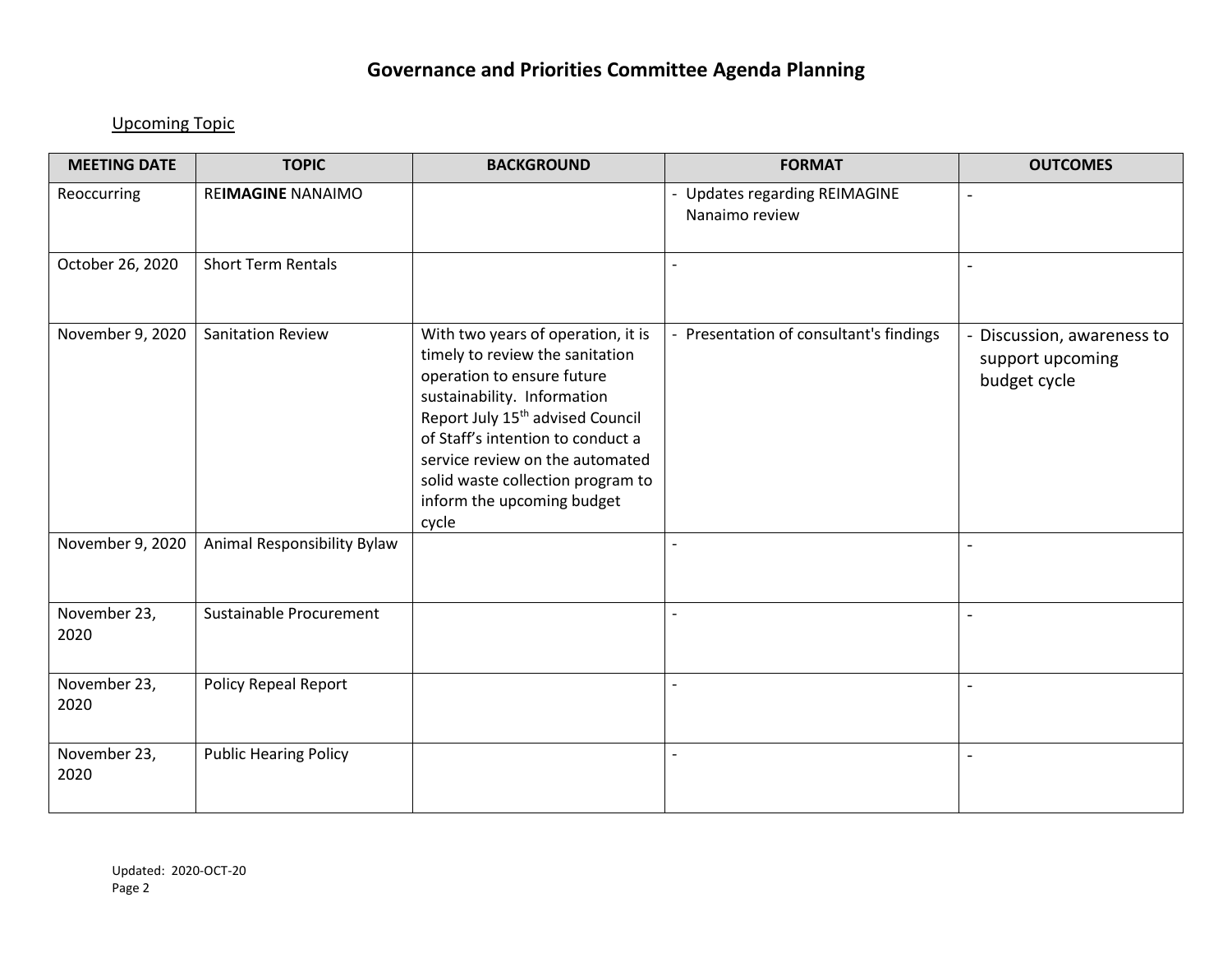# Governance and Priorities Committee Agenda Planning

Upcoming Topic

| MEETING DATE | TOPIC | BACKGROUND | FORMAT | OUTCOMES |
| --- | --- | --- | --- | --- |
| Reoccurring | RE**IMAGINE** NANAIMO | | - Updates regarding REIMAGINE Nanaimo review | - |
| October 26, 2020 | Short Term Rentals | | - | - |
| November 9, 2020 | Sanitation Review | With two years of operation, it is timely to review the sanitation operation to ensure future sustainability. Information Report July 15th advised Council of Staff's intention to conduct a service review on the automated solid waste collection program to inform the upcoming budget cycle | - Presentation of consultant's findings | - Discussion, awareness to support upcoming budget cycle |
| November 9, 2020 | Animal Responsibility Bylaw | | - | - |
| November 23, 2020 | Sustainable Procurement | | - | - |
| November 23, 2020 | Policy Repeal Report | | - | - |
| November 23, 2020 | Public Hearing Policy | | - | - |

Updated: 2020-OCT-20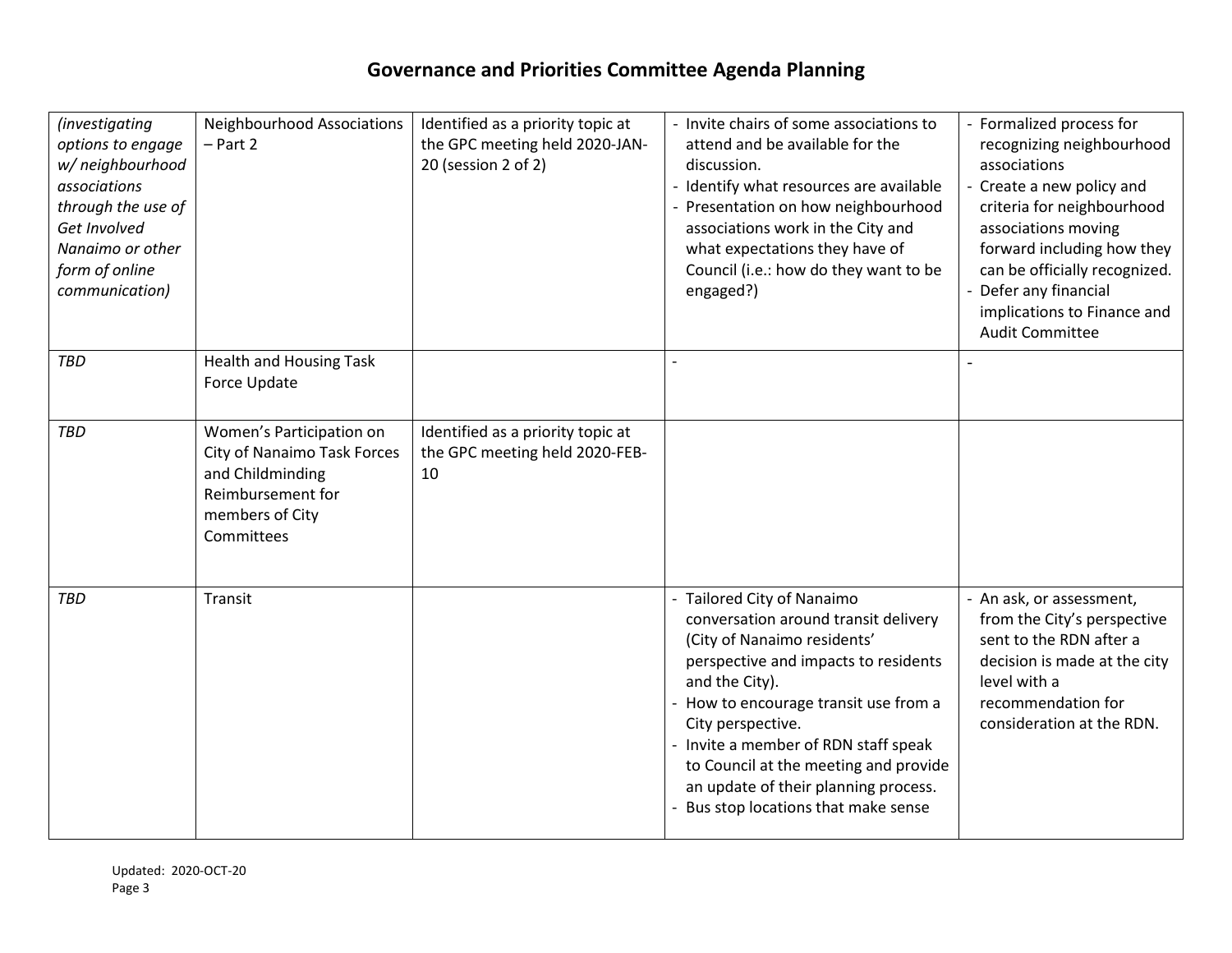# Governance and Priorities Committee Agenda Planning

| | | | | |
|---|---|---|---|---|
| *(investigating options to engage w/ neighbourhood associations through the use of Get Involved Nanaimo or other form of online communication)* | Neighbourhood Associations – Part 2 | Identified as a priority topic at the GPC meeting held 2020-JAN-20 (session 2 of 2) | - Invite chairs of some associations to attend and be available for the discussion.<br>- Identify what resources are available<br>- Presentation on how neighbourhood associations work in the City and what expectations they have of Council (i.e.: how do they want to be engaged?) | - Formalized process for recognizing neighbourhood associations<br>- Create a new policy and criteria for neighbourhood associations moving forward including how they can be officially recognized.<br>- Defer any financial implications to Finance and Audit Committee |
| *TBD* | Health and Housing Task Force Update | | - | - |
| *TBD* | Women's Participation on City of Nanaimo Task Forces and Childminding Reimbursement for members of City Committees | Identified as a priority topic at the GPC meeting held 2020-FEB-10 | | |
| *TBD* | Transit | | - Tailored City of Nanaimo conversation around transit delivery (City of Nanaimo residents' perspective and impacts to residents and the City).<br>- How to encourage transit use from a City perspective.<br>- Invite a member of RDN staff speak to Council at the meeting and provide an update of their planning process.<br>- Bus stop locations that make sense | - An ask, or assessment, from the City's perspective sent to the RDN after a decision is made at the city level with a recommendation for consideration at the RDN. |

Updated: 2020-OCT-20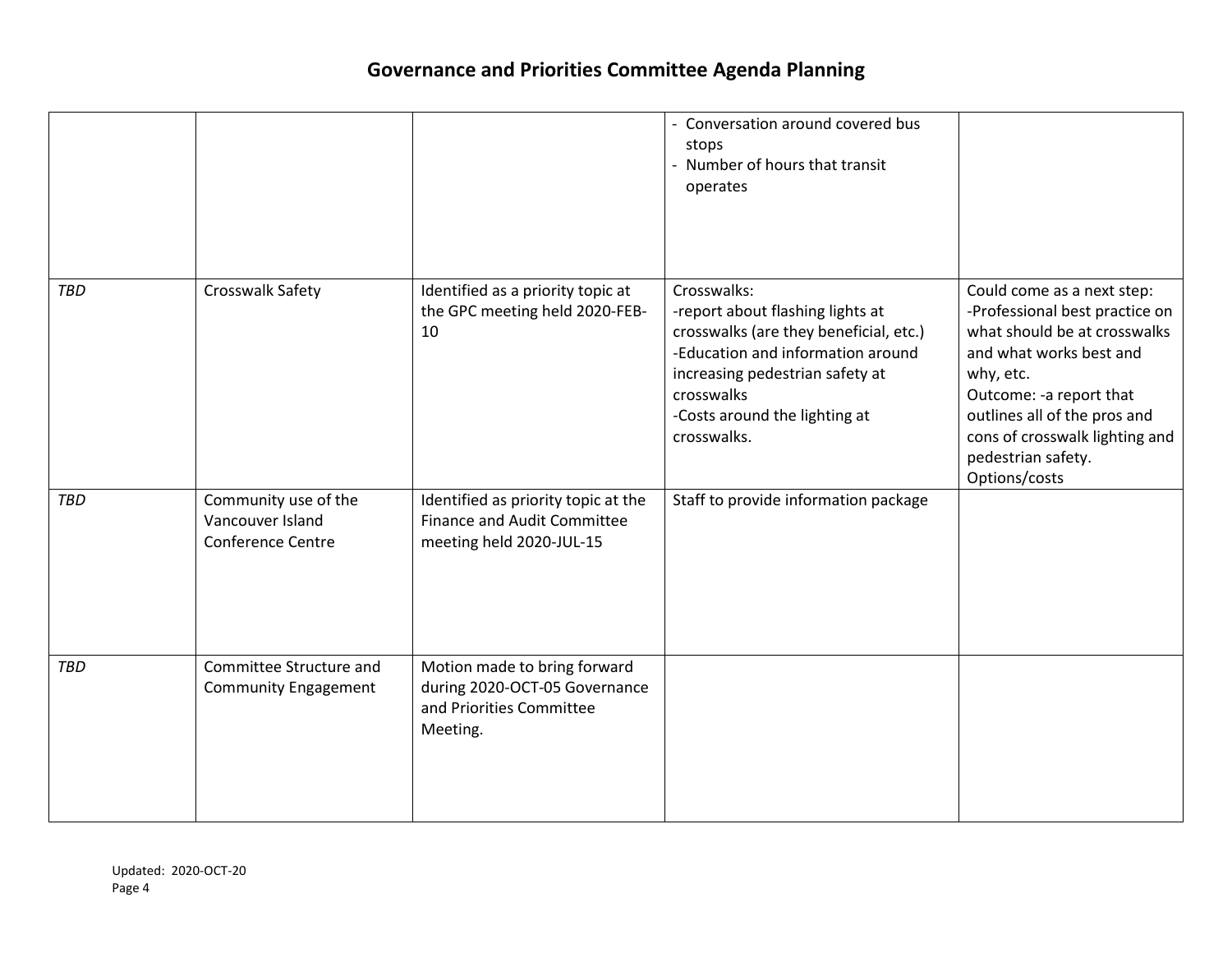# Governance and Priorities Committee Agenda Planning

| | | | | |
|---|---|---|---|---|
| | | | - Conversation around covered bus stops<br>- Number of hours that transit operates | |
| *TBD* | Crosswalk Safety | Identified as a priority topic at the GPC meeting held 2020-FEB-10 | Crosswalks:<br>-report about flashing lights at crosswalks (are they beneficial, etc.)<br>-Education and information around increasing pedestrian safety at crosswalks<br>-Costs around the lighting at crosswalks. | Could come as a next step:<br>-Professional best practice on what should be at crosswalks and what works best and why, etc.<br>Outcome: -a report that outlines all of the pros and cons of crosswalk lighting and pedestrian safety.<br>Options/costs |
| *TBD* | Community use of the Vancouver Island Conference Centre | Identified as priority topic at the Finance and Audit Committee meeting held 2020-JUL-15 | Staff to provide information package | |
| *TBD* | Committee Structure and Community Engagement | Motion made to bring forward during 2020-OCT-05 Governance and Priorities Committee Meeting. | | |

Updated: 2020-OCT-20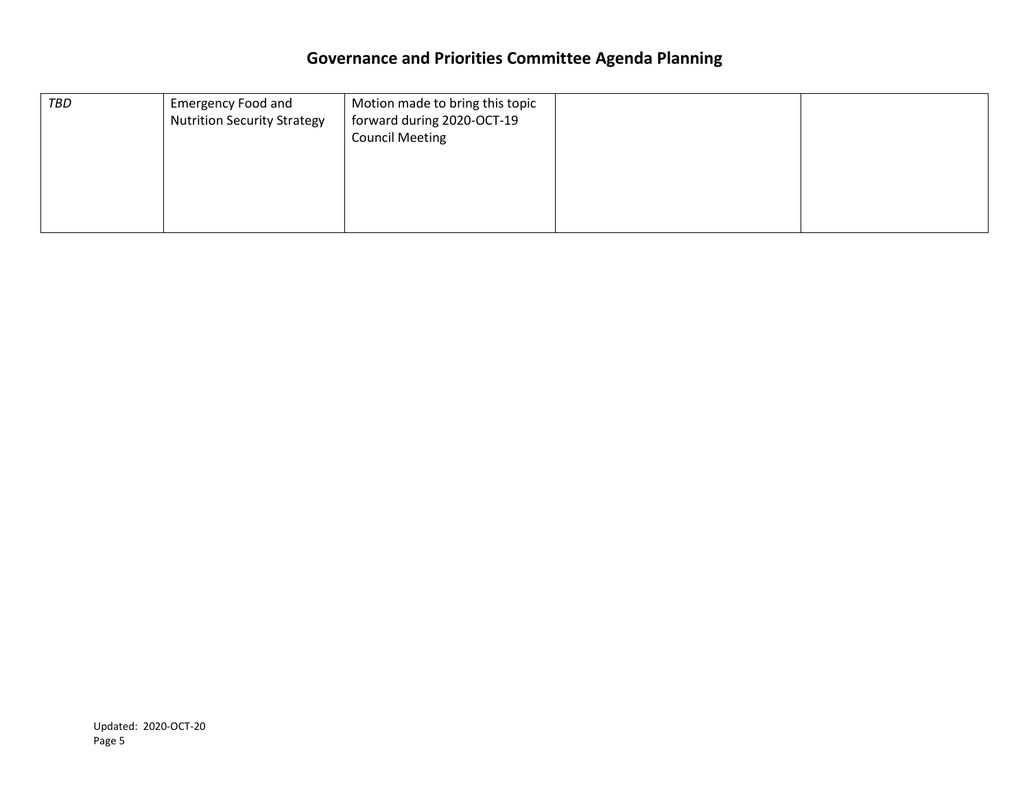# Governance and Priorities Committee Agenda Planning

| | | | | |
|---|---|---|---|---|
| *TBD* | Emergency Food and Nutrition Security Strategy | Motion made to bring this topic forward during 2020-OCT-19 Council Meeting | | |

Updated: 2020-OCT-20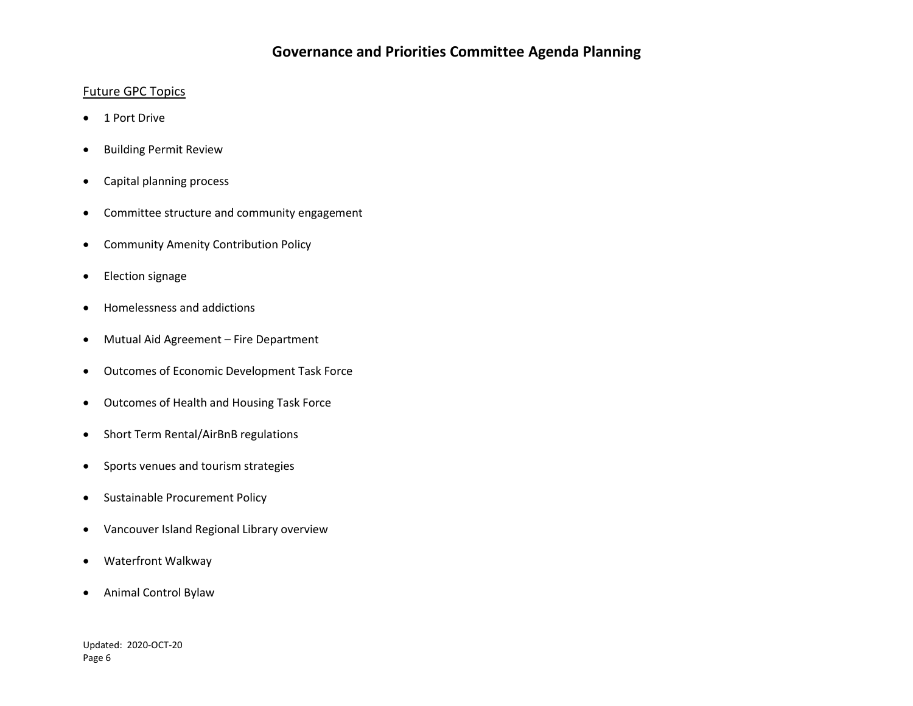# Governance and Priorities Committee Agenda Planning

Future GPC Topics

- 1 Port Drive
- Building Permit Review
- Capital planning process
- Committee structure and community engagement
- Community Amenity Contribution Policy
- Election signage
- Homelessness and addictions
- Mutual Aid Agreement – Fire Department
- Outcomes of Economic Development Task Force
- Outcomes of Health and Housing Task Force
- Short Term Rental/AirBnB regulations
- Sports venues and tourism strategies
- Sustainable Procurement Policy
- Vancouver Island Regional Library overview
- Waterfront Walkway
- Animal Control Bylaw

Updated: 2020-OCT-20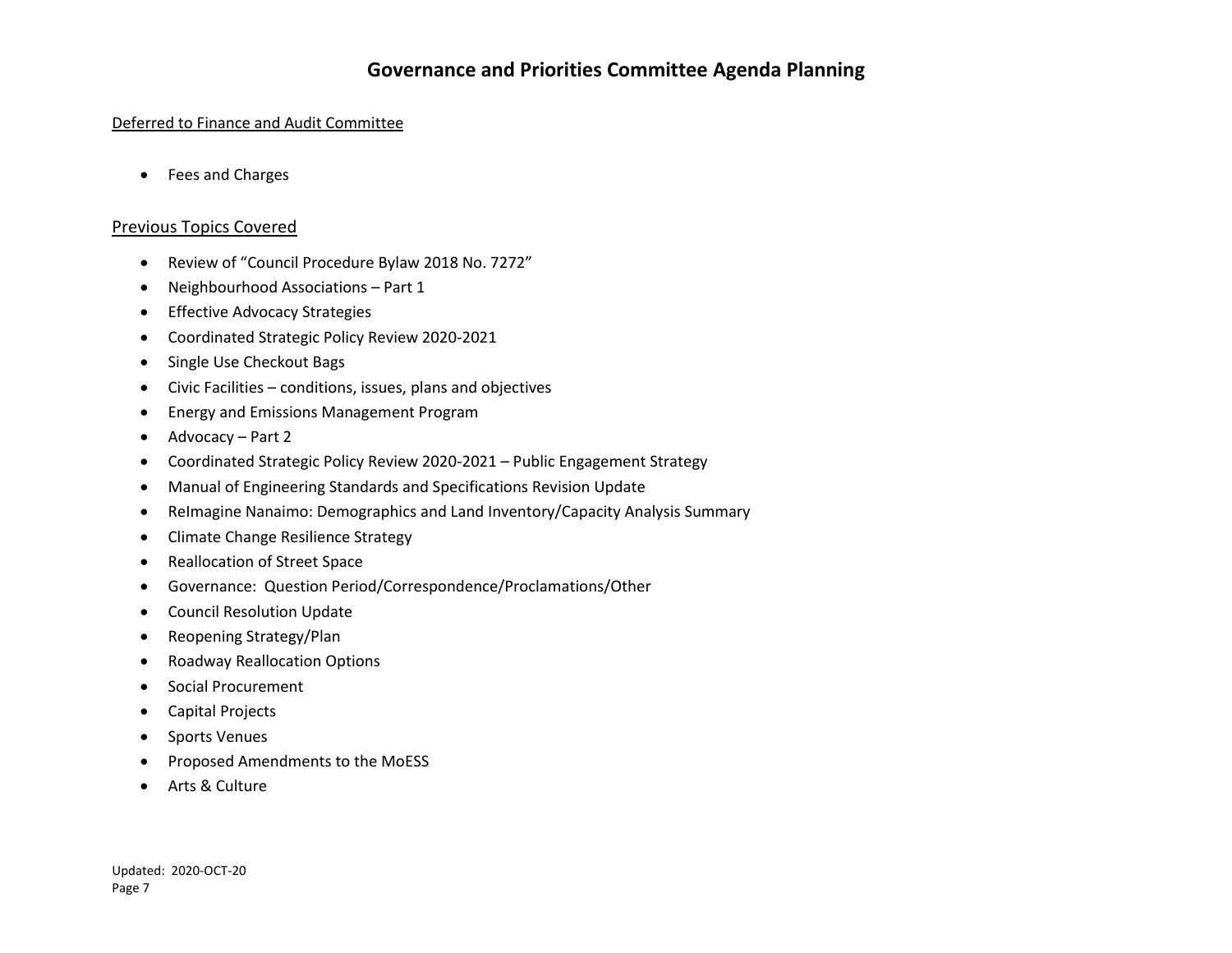# Governance and Priorities Committee Agenda Planning

Deferred to Finance and Audit Committee

- Fees and Charges

## Previous Topics Covered

- Review of "Council Procedure Bylaw 2018 No. 7272"
- Neighbourhood Associations – Part 1
- Effective Advocacy Strategies
- Coordinated Strategic Policy Review 2020-2021
- Single Use Checkout Bags
- Civic Facilities – conditions, issues, plans and objectives
- Energy and Emissions Management Program
- Advocacy – Part 2
- Coordinated Strategic Policy Review 2020-2021 – Public Engagement Strategy
- Manual of Engineering Standards and Specifications Revision Update
- ReImagine Nanaimo: Demographics and Land Inventory/Capacity Analysis Summary
- Climate Change Resilience Strategy
- Reallocation of Street Space
- Governance: Question Period/Correspondence/Proclamations/Other
- Council Resolution Update
- Reopening Strategy/Plan
- Roadway Reallocation Options
- Social Procurement
- Capital Projects
- Sports Venues
- Proposed Amendments to the MoESS
- Arts & Culture

Updated: 2020-OCT-20